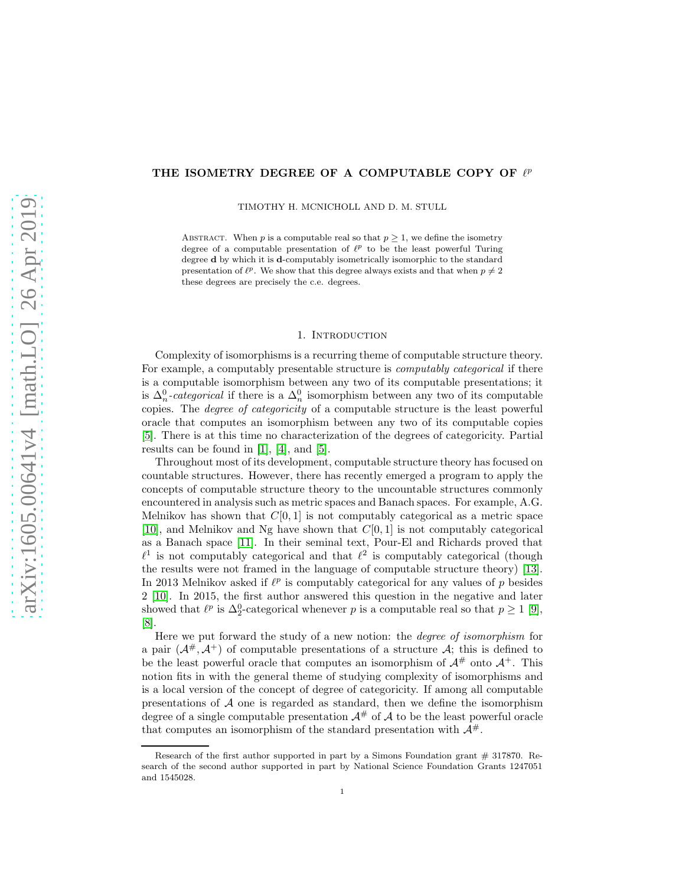# THE ISOMETRY DEGREE OF A COMPUTABLE COPY OF $\ell^p$

TIMOTHY H. MCNICHOLL AND D. M. STULL

Abstract. When $p$ is a computable real so that $p \geq 1$, we define the isometry degree of a computable presentation of $\ell^p$ to be the least powerful Turing degree $\mathbf{d}$ by which it is $\mathbf{d}$-computably isometrically isomorphic to the standard presentation of $\ell^p$. We show that this degree always exists and that when $p \neq 2$ these degrees are precisely the c.e. degrees.

## 1. Introduction

Complexity of isomorphisms is a recurring theme of computable structure theory. For example, a computably presentable structure is *computably categorical* if there is a computable isomorphism between any two of its computable presentations; it is $\Delta^0_n$-*categorical* if there is a $\Delta^0_n$ isomorphism between any two of its computable copies. The *degree of categoricity* of a computable structure is the least powerful oracle that computes an isomorphism between any two of its computable copies [5]. There is at this time no characterization of the degrees of categoricity. Partial results can be found in [1], [4], and [5].

Throughout most of its development, computable structure theory has focused on countable structures. However, there has recently emerged a program to apply the concepts of computable structure theory to the uncountable structures commonly encountered in analysis such as metric spaces and Banach spaces. For example, A.G. Melnikov has shown that $C[0,1]$ is not computably categorical as a metric space [10], and Melnikov and Ng have shown that $C[0,1]$ is not computably categorical as a Banach space [11]. In their seminal text, Pour-El and Richards proved that $\ell^1$ is not computably categorical and that $\ell^2$ is computably categorical (though the results were not framed in the language of computable structure theory) [13]. In 2013 Melnikov asked if $\ell^p$ is computably categorical for any values of $p$ besides 2 [10]. In 2015, the first author answered this question in the negative and later showed that $\ell^p$ is $\Delta^0_2$-categorical whenever $p$ is a computable real so that $p \geq 1$ [9], [8].

Here we put forward the study of a new notion: the *degree of isomorphism* for a pair $(\mathcal{A}^\#, \mathcal{A}^+)$ of computable presentations of a structure $\mathcal{A}$; this is defined to be the least powerful oracle that computes an isomorphism of $\mathcal{A}^\#$ onto $\mathcal{A}^+$. This notion fits in with the general theme of studying complexity of isomorphisms and is a local version of the concept of degree of categoricity. If among all computable presentations of $\mathcal{A}$ one is regarded as standard, then we define the isomorphism degree of a single computable presentation $\mathcal{A}^\#$ of $\mathcal{A}$ to be the least powerful oracle that computes an isomorphism of the standard presentation with $\mathcal{A}^\#$.

Research of the first author supported in part by a Simons Foundation grant # 317870. Research of the second author supported in part by National Science Foundation Grants 1247051 and 1545028.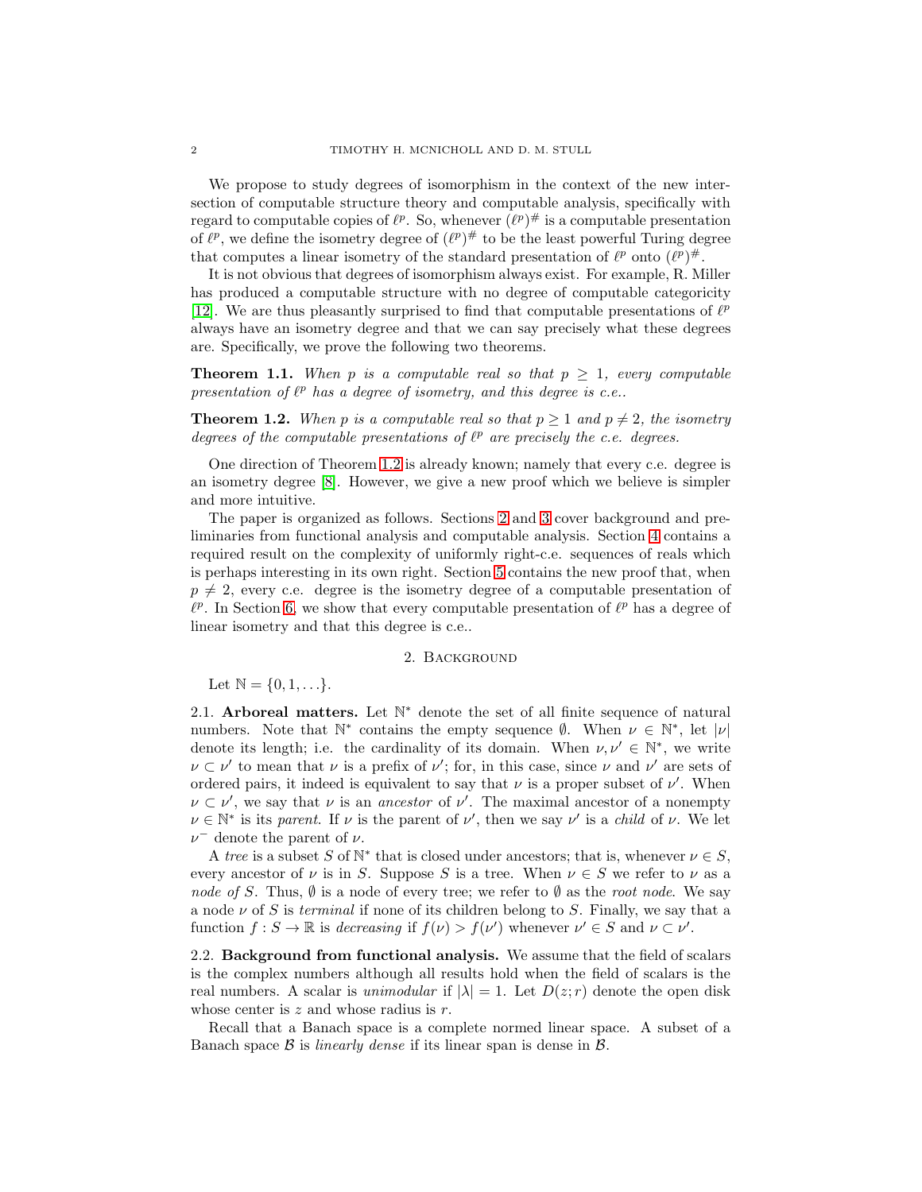We propose to study degrees of isomorphism in the context of the new intersection of computable structure theory and computable analysis, specifically with regard to computable copies of $\ell^p$. So, whenever $(\ell^p)^\#$ is a computable presentation of $\ell^p$, we define the isometry degree of $(\ell^p)^\#$ to be the least powerful Turing degree that computes a linear isometry of the standard presentation of $\ell^p$ onto $(\ell^p)^\#$.

It is not obvious that degrees of isomorphism always exist. For example, R. Miller has produced a computable structure with no degree of computable categoricity [12]. We are thus pleasantly surprised to find that computable presentations of $\ell^p$ always have an isometry degree and that we can say precisely what these degrees are. Specifically, we prove the following two theorems.

**Theorem 1.1.** *When $p$ is a computable real so that $p \geq 1$, every computable presentation of $\ell^p$ has a degree of isometry, and this degree is c.e..*

**Theorem 1.2.** *When $p$ is a computable real so that $p \geq 1$ and $p \neq 2$, the isometry degrees of the computable presentations of $\ell^p$ are precisely the c.e. degrees.*

One direction of Theorem 1.2 is already known; namely that every c.e. degree is an isometry degree [8]. However, we give a new proof which we believe is simpler and more intuitive.

The paper is organized as follows. Sections 2 and 3 cover background and preliminaries from functional analysis and computable analysis. Section 4 contains a required result on the complexity of uniformly right-c.e. sequences of reals which is perhaps interesting in its own right. Section 5 contains the new proof that, when $p \neq 2$, every c.e. degree is the isometry degree of a computable presentation of $\ell^p$. In Section 6, we show that every computable presentation of $\ell^p$ has a degree of linear isometry and that this degree is c.e..

## 2. Background

Let $\mathbb{N} = \{0, 1, \ldots\}$.

**2.1. Arboreal matters.** Let $\mathbb{N}^*$ denote the set of all finite sequence of natural numbers. Note that $\mathbb{N}^*$ contains the empty sequence $\emptyset$. When $\nu \in \mathbb{N}^*$, let $|\nu|$ denote its length; i.e. the cardinality of its domain. When $\nu, \nu' \in \mathbb{N}^*$, we write $\nu \subset \nu'$ to mean that $\nu$ is a prefix of $\nu'$; for, in this case, since $\nu$ and $\nu'$ are sets of ordered pairs, it indeed is equivalent to say that $\nu$ is a proper subset of $\nu'$. When $\nu \subset \nu'$, we say that $\nu$ is an *ancestor* of $\nu'$. The maximal ancestor of a nonempty $\nu \in \mathbb{N}^*$ is its *parent*. If $\nu$ is the parent of $\nu'$, then we say $\nu'$ is a *child* of $\nu$. We let $\nu^-$ denote the parent of $\nu$.

A *tree* is a subset $S$ of $\mathbb{N}^*$ that is closed under ancestors; that is, whenever $\nu \in S$, every ancestor of $\nu$ is in $S$. Suppose $S$ is a tree. When $\nu \in S$ we refer to $\nu$ as a *node of* $S$. Thus, $\emptyset$ is a node of every tree; we refer to $\emptyset$ as the *root node*. We say a node $\nu$ of $S$ is *terminal* if none of its children belong to $S$. Finally, we say that a function $f : S \to \mathbb{R}$ is *decreasing* if $f(\nu) > f(\nu')$ whenever $\nu' \in S$ and $\nu \subset \nu'$.

**2.2. Background from functional analysis.** We assume that the field of scalars is the complex numbers although all results hold when the field of scalars is the real numbers. A scalar is *unimodular* if $|\lambda| = 1$. Let $D(z; r)$ denote the open disk whose center is $z$ and whose radius is $r$.

Recall that a Banach space is a complete normed linear space. A subset of a Banach space $\mathcal{B}$ is *linearly dense* if its linear span is dense in $\mathcal{B}$.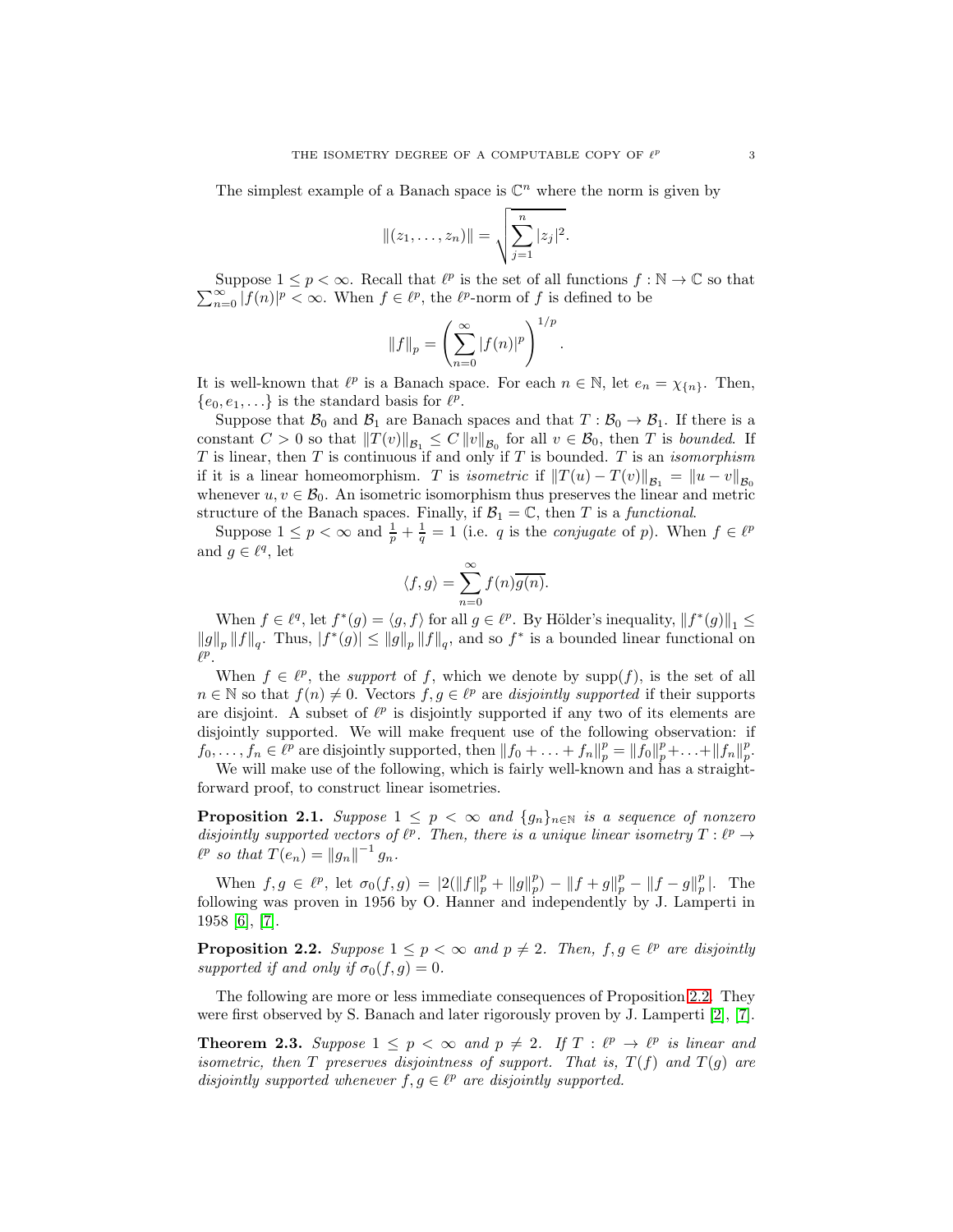The simplest example of a Banach space is $\mathbb{C}^n$ where the norm is given by

$$\|(z_1, \ldots, z_n)\| = \sqrt{\sum_{j=1}^{n} |z_j|^2}.$$

Suppose $1 \leq p < \infty$. Recall that $\ell^p$ is the set of all functions $f : \mathbb{N} \to \mathbb{C}$ so that $\sum_{n=0}^{\infty} |f(n)|^p < \infty$. When $f \in \ell^p$, the $\ell^p$-norm of $f$ is defined to be

$$\|f\|_p = \left( \sum_{n=0}^{\infty} |f(n)|^p \right)^{1/p}.$$

It is well-known that $\ell^p$ is a Banach space. For each $n \in \mathbb{N}$, let $e_n = \chi_{\{n\}}$. Then, $\{e_0, e_1, \ldots\}$ is the standard basis for $\ell^p$.

Suppose that $\mathcal{B}_0$ and $\mathcal{B}_1$ are Banach spaces and that $T : \mathcal{B}_0 \to \mathcal{B}_1$. If there is a constant $C > 0$ so that $\|T(v)\|_{\mathcal{B}_1} \leq C \|v\|_{\mathcal{B}_0}$ for all $v \in \mathcal{B}_0$, then $T$ is *bounded*. If $T$ is linear, then $T$ is continuous if and only if $T$ is bounded. $T$ is an *isomorphism* if it is a linear homeomorphism. $T$ is *isometric* if $\|T(u) - T(v)\|_{\mathcal{B}_1} = \|u - v\|_{\mathcal{B}_0}$ whenever $u, v \in \mathcal{B}_0$. An isometric isomorphism thus preserves the linear and metric structure of the Banach spaces. Finally, if $\mathcal{B}_1 = \mathbb{C}$, then $T$ is a *functional*.

Suppose $1 \leq p < \infty$ and $\frac{1}{p} + \frac{1}{q} = 1$ (i.e. $q$ is the *conjugate* of $p$). When $f \in \ell^p$ and $g \in \ell^q$, let

$$\langle f, g \rangle = \sum_{n=0}^{\infty} f(n)\overline{g(n)}.$$

When $f \in \ell^q$, let $f^*(g) = \langle g, f \rangle$ for all $g \in \ell^p$. By Hölder's inequality, $\|f^*(g)\|_1 \leq \|g\|_p \|f\|_q$. Thus, $|f^*(g)| \leq \|g\|_p \|f\|_q$, and so $f^*$ is a bounded linear functional on $\ell^p$.

When $f \in \ell^p$, the *support* of $f$, which we denote by $\mathrm{supp}(f)$, is the set of all $n \in \mathbb{N}$ so that $f(n) \neq 0$. Vectors $f, g \in \ell^p$ are *disjointly supported* if their supports are disjoint. A subset of $\ell^p$ is disjointly supported if any two of its elements are disjointly supported. We will make frequent use of the following observation: if $f_0, \ldots, f_n \in \ell^p$ are disjointly supported, then $\|f_0 + \ldots + f_n\|_p^p = \|f_0\|_p^p + \ldots + \|f_n\|_p^p$.

We will make use of the following, which is fairly well-known and has a straightforward proof, to construct linear isometries.

**Proposition 2.1.** *Suppose $1 \leq p < \infty$ and $\{g_n\}_{n \in \mathbb{N}}$ is a sequence of nonzero disjointly supported vectors of $\ell^p$. Then, there is a unique linear isometry $T : \ell^p \to \ell^p$ so that $T(e_n) = \|g_n\|^{-1} g_n$.*

When $f, g \in \ell^p$, let $\sigma_0(f, g) = |2(\|f\|_p^p + \|g\|_p^p) - \|f + g\|_p^p - \|f - g\|_p^p|$. The following was proven in 1956 by O. Hanner and independently by J. Lamperti in 1958 [6], [7].

**Proposition 2.2.** *Suppose $1 \leq p < \infty$ and $p \neq 2$. Then, $f, g \in \ell^p$ are disjointly supported if and only if $\sigma_0(f, g) = 0$.*

The following are more or less immediate consequences of Proposition 2.2. They were first observed by S. Banach and later rigorously proven by J. Lamperti [2], [7].

**Theorem 2.3.** *Suppose $1 \leq p < \infty$ and $p \neq 2$. If $T : \ell^p \to \ell^p$ is linear and isometric, then $T$ preserves disjointness of support. That is, $T(f)$ and $T(g)$ are disjointly supported whenever $f, g \in \ell^p$ are disjointly supported.*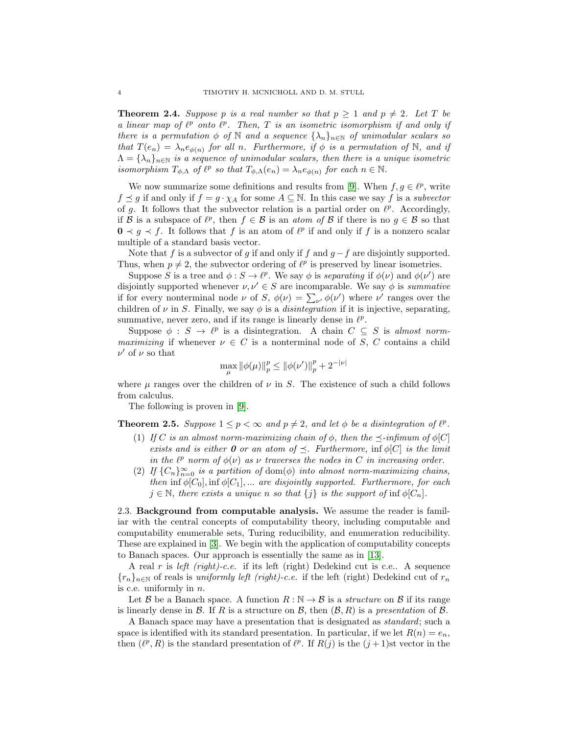**Theorem 2.4.** *Suppose $p$ is a real number so that $p \geq 1$ and $p \neq 2$. Let $T$ be a linear map of $\ell^p$ onto $\ell^p$. Then, $T$ is an isometric isomorphism if and only if there is a permutation $\phi$ of $\mathbb{N}$ and a sequence $\{\lambda_n\}_{n\in\mathbb{N}}$ of unimodular scalars so that $T(e_n) = \lambda_n e_{\phi(n)}$ for all $n$. Furthermore, if $\phi$ is a permutation of $\mathbb{N}$, and if $\Lambda = \{\lambda_n\}_{n\in\mathbb{N}}$ is a sequence of unimodular scalars, then there is a unique isometric isomorphism $T_{\phi,\Lambda}$ of $\ell^p$ so that $T_{\phi,\Lambda}(e_n) = \lambda_n e_{\phi(n)}$ for each $n \in \mathbb{N}$.*

We now summarize some definitions and results from [9]. When $f, g \in \ell^p$, write $f \preceq g$ if and only if $f = g \cdot \chi_A$ for some $A \subseteq \mathbb{N}$. In this case we say $f$ is a *subvector* of $g$. It follows that the subvector relation is a partial order on $\ell^p$. Accordingly, if $\mathcal{B}$ is a subspace of $\ell^p$, then $f \in \mathcal{B}$ is an *atom of* $\mathcal{B}$ if there is no $g \in \mathcal{B}$ so that $\mathbf{0} \prec g \prec f$. It follows that $f$ is an atom of $\ell^p$ if and only if $f$ is a nonzero scalar multiple of a standard basis vector.

Note that $f$ is a subvector of $g$ if and only if $f$ and $g - f$ are disjointly supported. Thus, when $p \neq 2$, the subvector ordering of $\ell^p$ is preserved by linear isometries.

Suppose $S$ is a tree and $\phi : S \to \ell^p$. We say $\phi$ is *separating* if $\phi(\nu)$ and $\phi(\nu')$ are disjointly supported whenever $\nu, \nu' \in S$ are incomparable. We say $\phi$ is *summative* if for every nonterminal node $\nu$ of $S$, $\phi(\nu) = \sum_{\nu'} \phi(\nu')$ where $\nu'$ ranges over the children of $\nu$ in $S$. Finally, we say $\phi$ is a *disintegration* if it is injective, separating, summative, never zero, and if its range is linearly dense in $\ell^p$.

Suppose $\phi : S \to \ell^p$ is a disintegration. A chain $C \subseteq S$ is *almost norm-maximizing* if whenever $\nu \in C$ is a nonterminal node of $S$, $C$ contains a child $\nu'$ of $\nu$ so that

$$\max_{\mu} \|\phi(\mu)\|_p^p \leq \|\phi(\nu')\|_p^p + 2^{-|\nu|}$$

where $\mu$ ranges over the children of $\nu$ in $S$. The existence of such a child follows from calculus.

The following is proven in [9].

**Theorem 2.5.** *Suppose $1 \leq p < \infty$ and $p \neq 2$, and let $\phi$ be a disintegration of $\ell^p$.*

1. *If $C$ is an almost norm-maximizing chain of $\phi$, then the $\preceq$-infimum of $\phi[C]$ exists and is either $\mathbf{0}$ or an atom of $\preceq$. Furthermore, $\inf \phi[C]$ is the limit in the $\ell^p$ norm of $\phi(\nu)$ as $\nu$ traverses the nodes in $C$ in increasing order.*
2. *If $\{C_n\}_{n=0}^{\infty}$ is a partition of $\operatorname{dom}(\phi)$ into almost norm-maximizing chains, then $\inf \phi[C_0], \inf \phi[C_1], \ldots$ are disjointly supported. Furthermore, for each $j \in \mathbb{N}$, there exists a unique $n$ so that $\{j\}$ is the support of $\inf \phi[C_n]$.*

2.3. **Background from computable analysis.** We assume the reader is familiar with the central concepts of computability theory, including computable and computability enumerable sets, Turing reducibility, and enumeration reducibility. These are explained in [3]. We begin with the application of computability concepts to Banach spaces. Our approach is essentially the same as in [13].

A real $r$ is *left (right)-c.e.* if its left (right) Dedekind cut is c.e.. A sequence $\{r_n\}_{n\in\mathbb{N}}$ of reals is *uniformly left (right)-c.e.* if the left (right) Dedekind cut of $r_n$ is c.e. uniformly in $n$.

Let $\mathcal{B}$ be a Banach space. A function $R : \mathbb{N} \to \mathcal{B}$ is a *structure* on $\mathcal{B}$ if its range is linearly dense in $\mathcal{B}$. If $R$ is a structure on $\mathcal{B}$, then $(\mathcal{B}, R)$ is a *presentation* of $\mathcal{B}$.

A Banach space may have a presentation that is designated as *standard*; such a space is identified with its standard presentation. In particular, if we let $R(n) = e_n$, then $(\ell^p, R)$ is the standard presentation of $\ell^p$. If $R(j)$ is the $(j+1)$st vector in the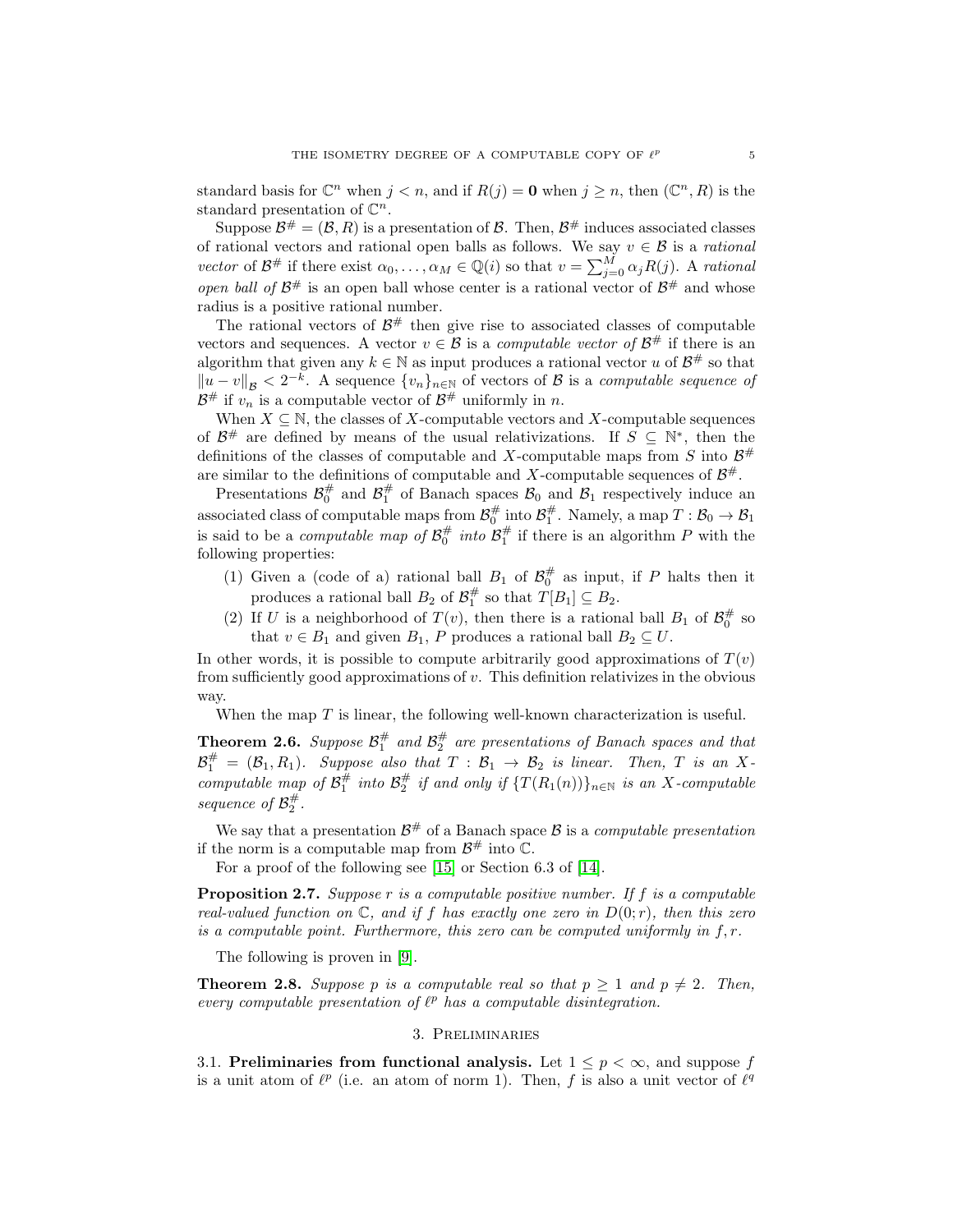standard basis for $\mathbb{C}^n$ when $j < n$, and if $R(j) = \mathbf{0}$ when $j \geq n$, then $(\mathbb{C}^n, R)$ is the standard presentation of $\mathbb{C}^n$.

Suppose $\mathcal{B}^\# = (\mathcal{B}, R)$ is a presentation of $\mathcal{B}$. Then, $\mathcal{B}^\#$ induces associated classes of rational vectors and rational open balls as follows. We say $v \in \mathcal{B}$ is a *rational vector* of $\mathcal{B}^\#$ if there exist $\alpha_0, \ldots, \alpha_M \in \mathbb{Q}(i)$ so that $v = \sum_{j=0}^{M} \alpha_j R(j)$. A *rational open ball of* $\mathcal{B}^\#$ is an open ball whose center is a rational vector of $\mathcal{B}^\#$ and whose radius is a positive rational number.

The rational vectors of $\mathcal{B}^\#$ then give rise to associated classes of computable vectors and sequences. A vector $v \in \mathcal{B}$ is a *computable vector of* $\mathcal{B}^\#$ if there is an algorithm that given any $k \in \mathbb{N}$ as input produces a rational vector $u$ of $\mathcal{B}^\#$ so that $\|u - v\|_{\mathcal{B}} < 2^{-k}$. A sequence $\{v_n\}_{n \in \mathbb{N}}$ of vectors of $\mathcal{B}$ is a *computable sequence of* $\mathcal{B}^\#$ if $v_n$ is a computable vector of $\mathcal{B}^\#$ uniformly in $n$.

When $X \subseteq \mathbb{N}$, the classes of $X$-computable vectors and $X$-computable sequences of $\mathcal{B}^\#$ are defined by means of the usual relativizations. If $S \subseteq \mathbb{N}^*$, then the definitions of the classes of computable and $X$-computable maps from $S$ into $\mathcal{B}^\#$ are similar to the definitions of computable and $X$-computable sequences of $\mathcal{B}^\#$.

Presentations $\mathcal{B}_0^\#$ and $\mathcal{B}_1^\#$ of Banach spaces $\mathcal{B}_0$ and $\mathcal{B}_1$ respectively induce an associated class of computable maps from $\mathcal{B}_0^\#$ into $\mathcal{B}_1^\#$. Namely, a map $T : \mathcal{B}_0 \to \mathcal{B}_1$ is said to be a *computable map of* $\mathcal{B}_0^\#$ *into* $\mathcal{B}_1^\#$ if there is an algorithm $P$ with the following properties:

1. Given a (code of a) rational ball $B_1$ of $\mathcal{B}_0^\#$ as input, if $P$ halts then it produces a rational ball $B_2$ of $\mathcal{B}_1^\#$ so that $T[B_1] \subseteq B_2$.
2. If $U$ is a neighborhood of $T(v)$, then there is a rational ball $B_1$ of $\mathcal{B}_0^\#$ so that $v \in B_1$ and given $B_1$, $P$ produces a rational ball $B_2 \subseteq U$.

In other words, it is possible to compute arbitrarily good approximations of $T(v)$ from sufficiently good approximations of $v$. This definition relativizes in the obvious way.

When the map $T$ is linear, the following well-known characterization is useful.

**Theorem 2.6.** *Suppose $\mathcal{B}_1^\#$ and $\mathcal{B}_2^\#$ are presentations of Banach spaces and that $\mathcal{B}_1^\# = (\mathcal{B}_1, R_1)$. Suppose also that $T : \mathcal{B}_1 \to \mathcal{B}_2$ is linear. Then, $T$ is an $X$-computable map of $\mathcal{B}_1^\#$ into $\mathcal{B}_2^\#$ if and only if $\{T(R_1(n))\}_{n \in \mathbb{N}}$ is an $X$-computable sequence of $\mathcal{B}_2^\#$.*

We say that a presentation $\mathcal{B}^\#$ of a Banach space $\mathcal{B}$ is a *computable presentation* if the norm is a computable map from $\mathcal{B}^\#$ into $\mathbb{C}$.

For a proof of the following see [15] or Section 6.3 of [14].

**Proposition 2.7.** *Suppose $r$ is a computable positive number. If $f$ is a computable real-valued function on $\mathbb{C}$, and if $f$ has exactly one zero in $D(0; r)$, then this zero is a computable point. Furthermore, this zero can be computed uniformly in $f, r$.*

The following is proven in [9].

**Theorem 2.8.** *Suppose $p$ is a computable real so that $p \geq 1$ and $p \neq 2$. Then, every computable presentation of $\ell^p$ has a computable disintegration.*

## 3. Preliminaries

3.1. **Preliminaries from functional analysis.** Let $1 \leq p < \infty$, and suppose $f$ is a unit atom of $\ell^p$ (i.e. an atom of norm 1). Then, $f$ is also a unit vector of $\ell^q$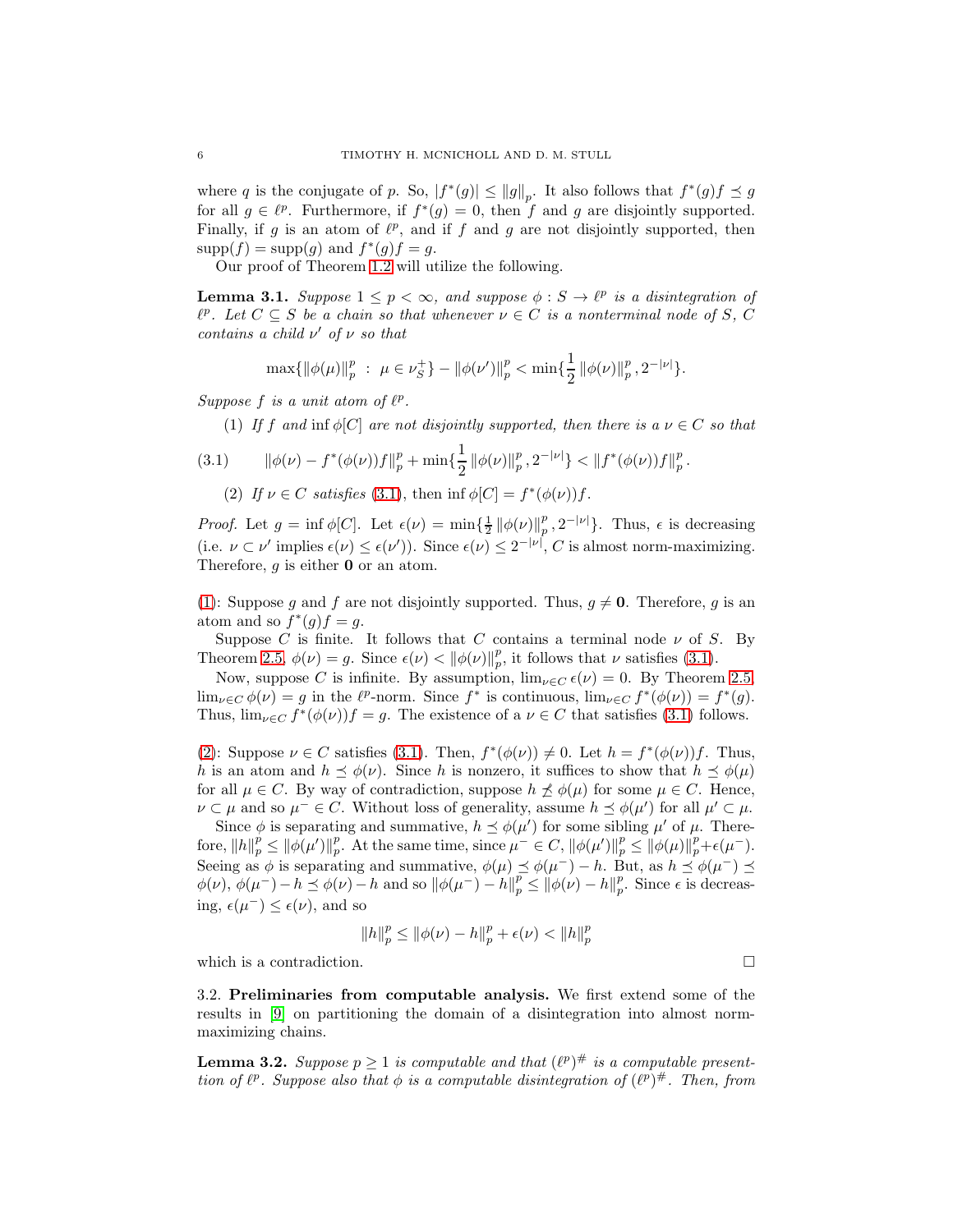where $q$ is the conjugate of $p$. So, $|f^*(g)| \leq \|g\|_p$. It also follows that $f^*(g)f \preceq g$ for all $g \in \ell^p$. Furthermore, if $f^*(g) = 0$, then $f$ and $g$ are disjointly supported. Finally, if $g$ is an atom of $\ell^p$, and if $f$ and $g$ are not disjointly supported, then $\text{supp}(f) = \text{supp}(g)$ and $f^*(g)f = g$.

Our proof of Theorem 1.2 will utilize the following.

**Lemma 3.1.** *Suppose $1 \leq p < \infty$, and suppose $\phi : S \to \ell^p$ is a disintegration of $\ell^p$. Let $C \subseteq S$ be a chain so that whenever $\nu \in C$ is a nonterminal node of $S$, $C$ contains a child $\nu'$ of $\nu$ so that*

$$\max\{\|\phi(\mu)\|_p^p \ : \ \mu \in \nu_S^+\} - \|\phi(\nu')\|_p^p < \min\{\frac{1}{2}\|\phi(\nu)\|_p^p, 2^{-|\nu|}\}.$$

*Suppose $f$ is a unit atom of $\ell^p$.*

(1) *If $f$ and $\inf \phi[C]$ are not disjointly supported, then there is a $\nu \in C$ so that*

$$\|\phi(\nu) - f^*(\phi(\nu))f\|_p^p + \min\{\frac{1}{2}\|\phi(\nu)\|_p^p, 2^{-|\nu|}\} < \|f^*(\phi(\nu))f\|_p^p. \tag{3.1}$$

(2) *If $\nu \in C$ satisfies (3.1), then $\inf \phi[C] = f^*(\phi(\nu))f$.*

*Proof.* Let $g = \inf \phi[C]$. Let $\epsilon(\nu) = \min\{\frac{1}{2}\|\phi(\nu)\|_p^p, 2^{-|\nu|}\}$. Thus, $\epsilon$ is decreasing (i.e. $\nu \subset \nu'$ implies $\epsilon(\nu) \leq \epsilon(\nu')$). Since $\epsilon(\nu) \leq 2^{-|\nu|}$, $C$ is almost norm-maximizing. Therefore, $g$ is either $\mathbf{0}$ or an atom.

(1): Suppose $g$ and $f$ are not disjointly supported. Thus, $g \neq \mathbf{0}$. Therefore, $g$ is an atom and so $f^*(g)f = g$.

Suppose $C$ is finite. It follows that $C$ contains a terminal node $\nu$ of $S$. By Theorem 2.5, $\phi(\nu) = g$. Since $\epsilon(\nu) < \|\phi(\nu)\|_p^p$, it follows that $\nu$ satisfies (3.1).

Now, suppose $C$ is infinite. By assumption, $\lim_{\nu \in C} \epsilon(\nu) = 0$. By Theorem 2.5, $\lim_{\nu \in C} \phi(\nu) = g$ in the $\ell^p$-norm. Since $f^*$ is continuous, $\lim_{\nu \in C} f^*(\phi(\nu)) = f^*(g)$. Thus, $\lim_{\nu \in C} f^*(\phi(\nu))f = g$. The existence of a $\nu \in C$ that satisfies (3.1) follows.

(2): Suppose $\nu \in C$ satisfies (3.1). Then, $f^*(\phi(\nu)) \neq 0$. Let $h = f^*(\phi(\nu))f$. Thus, $h$ is an atom and $h \preceq \phi(\nu)$. Since $h$ is nonzero, it suffices to show that $h \preceq \phi(\mu)$ for all $\mu \in C$. By way of contradiction, suppose $h \not\preceq \phi(\mu)$ for some $\mu \in C$. Hence, $\nu \subset \mu$ and so $\mu^- \in C$. Without loss of generality, assume $h \preceq \phi(\mu')$ for all $\mu' \subset \mu$.

Since $\phi$ is separating and summative, $h \preceq \phi(\mu')$ for some sibling $\mu'$ of $\mu$. Therefore, $\|h\|_p^p \leq \|\phi(\mu')\|_p^p$. At the same time, since $\mu^- \in C$, $\|\phi(\mu')\|_p^p \leq \|\phi(\mu)\|_p^p + \epsilon(\mu^-)$. Seeing as $\phi$ is separating and summative, $\phi(\mu) \preceq \phi(\mu^-) - h$. But, as $h \preceq \phi(\mu^-) \preceq \phi(\nu)$, $\phi(\mu^-) - h \preceq \phi(\nu) - h$ and so $\|\phi(\mu^-) - h\|_p^p \leq \|\phi(\nu) - h\|_p^p$. Since $\epsilon$ is decreasing, $\epsilon(\mu^-) \leq \epsilon(\nu)$, and so

$$\|h\|_p^p \leq \|\phi(\nu) - h\|_p^p + \epsilon(\nu) < \|h\|_p^p$$

which is a contradiction. $\square$

### 3.2. Preliminaries from computable analysis.

We first extend some of the results in [9] on partitioning the domain of a disintegration into almost norm-maximizing chains.

**Lemma 3.2.** *Suppose $p \geq 1$ is computable and that $(\ell^p)^\#$ is a computable presentation of $\ell^p$. Suppose also that $\phi$ is a computable disintegration of $(\ell^p)^\#$. Then, from*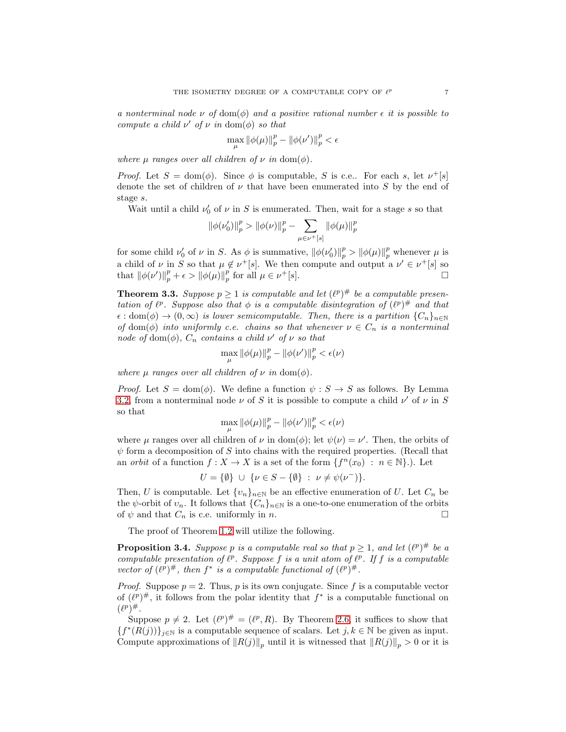*a nonterminal node $\nu$ of $\mathrm{dom}(\phi)$ and a positive rational number $\epsilon$ it is possible to compute a child $\nu'$ of $\nu$ in $\mathrm{dom}(\phi)$ so that*

$$\max_{\mu} \|\phi(\mu)\|_p^p - \|\phi(\nu')\|_p^p < \epsilon$$

*where $\mu$ ranges over all children of $\nu$ in $\mathrm{dom}(\phi)$.*

*Proof.* Let $S = \mathrm{dom}(\phi)$. Since $\phi$ is computable, $S$ is c.e.. For each $s$, let $\nu^+[s]$ denote the set of children of $\nu$ that have been enumerated into $S$ by the end of stage $s$.

Wait until a child $\nu_0'$ of $\nu$ in $S$ is enumerated. Then, wait for a stage $s$ so that

$$\|\phi(\nu_0')\|_p^p > \|\phi(\nu)\|_p^p - \sum_{\mu \in \nu^+[s]} \|\phi(\mu)\|_p^p$$

for some child $\nu_0'$ of $\nu$ in $S$. As $\phi$ is summative, $\|\phi(\nu_0')\|_p^p > \|\phi(\mu)\|_p^p$ whenever $\mu$ is a child of $\nu$ in $S$ so that $\mu \notin \nu^+[s]$. We then compute and output a $\nu' \in \nu^+[s]$ so that $\|\phi(\nu')\|_p^p + \epsilon > \|\phi(\mu)\|_p^p$ for all $\mu \in \nu^+[s]$. $\square$

**Theorem 3.3.** *Suppose $p \geq 1$ is computable and let $(\ell^p)^\#$ be a computable presentation of $\ell^p$. Suppose also that $\phi$ is a computable disintegration of $(\ell^p)^\#$ and that $\epsilon : \mathrm{dom}(\phi) \to (0, \infty)$ is lower semicomputable. Then, there is a partition $\{C_n\}_{n \in \mathbb{N}}$ of $\mathrm{dom}(\phi)$ into uniformly c.e. chains so that whenever $\nu \in C_n$ is a nonterminal node of $\mathrm{dom}(\phi)$, $C_n$ contains a child $\nu'$ of $\nu$ so that*

$$\max_{\mu} \|\phi(\mu)\|_p^p - \|\phi(\nu')\|_p^p < \epsilon(\nu)$$

*where $\mu$ ranges over all children of $\nu$ in $\mathrm{dom}(\phi)$.*

*Proof.* Let $S = \mathrm{dom}(\phi)$. We define a function $\psi : S \to S$ as follows. By Lemma 3.2, from a nonterminal node $\nu$ of $S$ it is possible to compute a child $\nu'$ of $\nu$ in $S$ so that

$$\max_{\mu} \|\phi(\mu)\|_p^p - \|\phi(\nu')\|_p^p < \epsilon(\nu)$$

where $\mu$ ranges over all children of $\nu$ in $\mathrm{dom}(\phi)$; let $\psi(\nu) = \nu'$. Then, the orbits of $\psi$ form a decomposition of $S$ into chains with the required properties. (Recall that an *orbit* of a function $f : X \to X$ is a set of the form $\{f^n(x_0) \ : \ n \in \mathbb{N}\}$.). Let

$$U = \{\emptyset\} \ \cup \ \{\nu \in S - \{\emptyset\} \ : \ \nu \neq \psi(\nu^-)\}.$$

Then, $U$ is computable. Let $\{\upsilon_n\}_{n \in \mathbb{N}}$ be an effective enumeration of $U$. Let $C_n$ be the $\psi$-orbit of $\upsilon_n$. It follows that $\{C_n\}_{n \in \mathbb{N}}$ is a one-to-one enumeration of the orbits of $\psi$ and that $C_n$ is c.e. uniformly in $n$. $\square$

The proof of Theorem 1.2 will utilize the following.

**Proposition 3.4.** *Suppose $p$ is a computable real so that $p \geq 1$, and let $(\ell^p)^\#$ be a computable presentation of $\ell^p$. Suppose $f$ is a unit atom of $\ell^p$. If $f$ is a computable vector of $(\ell^p)^\#$, then $f^*$ is a computable functional of $(\ell^p)^\#$.*

*Proof.* Suppose $p = 2$. Thus, $p$ is its own conjugate. Since $f$ is a computable vector of $(\ell^p)^\#$, it follows from the polar identity that $f^*$ is a computable functional on $(\ell^p)^\#$.

Suppose $p \neq 2$. Let $(\ell^p)^\# = (\ell^p, R)$. By Theorem 2.6, it suffices to show that $\{f^*(R(j))\}_{j \in \mathbb{N}}$ is a computable sequence of scalars. Let $j, k \in \mathbb{N}$ be given as input. Compute approximations of $\|R(j)\|_p$ until it is witnessed that $\|R(j)\|_p > 0$ or it is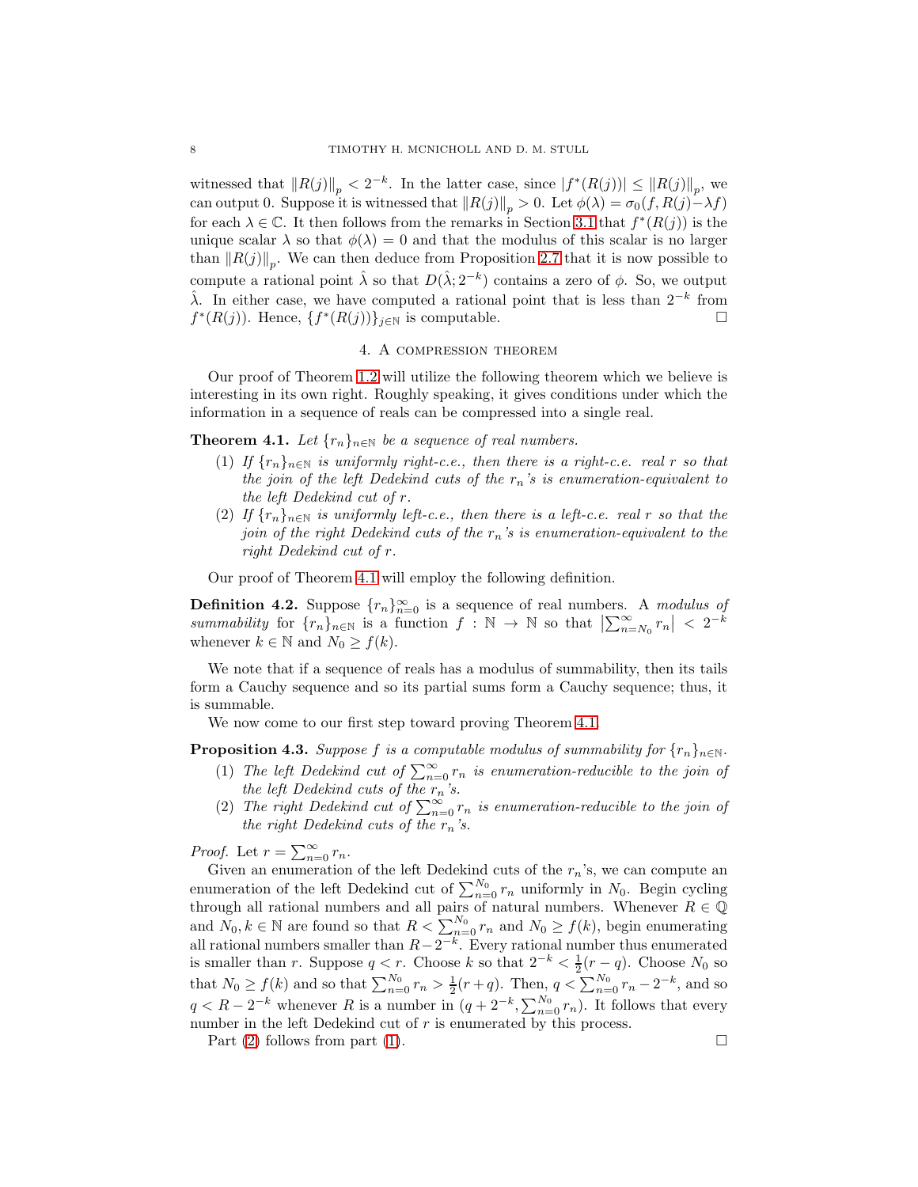witnessed that $\|R(j)\|_p < 2^{-k}$. In the latter case, since $|f^*(R(j))| \leq \|R(j)\|_p$, we can output 0. Suppose it is witnessed that $\|R(j)\|_p > 0$. Let $\phi(\lambda) = \sigma_0(f, R(j) - \lambda f)$ for each $\lambda \in \mathbb{C}$. It then follows from the remarks in Section 3.1 that $f^*(R(j))$ is the unique scalar $\lambda$ so that $\phi(\lambda) = 0$ and that the modulus of this scalar is no larger than $\|R(j)\|_p$. We can then deduce from Proposition 2.7 that it is now possible to compute a rational point $\hat{\lambda}$ so that $D(\hat{\lambda}; 2^{-k})$ contains a zero of $\phi$. So, we output $\hat{\lambda}$. In either case, we have computed a rational point that is less than $2^{-k}$ from $f^*(R(j))$. Hence, $\{f^*(R(j))\}_{j\in\mathbb{N}}$ is computable. $\square$

## 4. A compression theorem

Our proof of Theorem 1.2 will utilize the following theorem which we believe is interesting in its own right. Roughly speaking, it gives conditions under which the information in a sequence of reals can be compressed into a single real.

**Theorem 4.1.** *Let $\{r_n\}_{n\in\mathbb{N}}$ be a sequence of real numbers.*

1. *If $\{r_n\}_{n\in\mathbb{N}}$ is uniformly right-c.e., then there is a right-c.e. real $r$ so that the join of the left Dedekind cuts of the $r_n$'s is enumeration-equivalent to the left Dedekind cut of $r$.*
2. *If $\{r_n\}_{n\in\mathbb{N}}$ is uniformly left-c.e., then there is a left-c.e. real $r$ so that the join of the right Dedekind cuts of the $r_n$'s is enumeration-equivalent to the right Dedekind cut of $r$.*

Our proof of Theorem 4.1 will employ the following definition.

**Definition 4.2.** Suppose $\{r_n\}_{n=0}^\infty$ is a sequence of real numbers. A *modulus of summability* for $\{r_n\}_{n\in\mathbb{N}}$ is a function $f : \mathbb{N} \to \mathbb{N}$ so that $\left|\sum_{n=N_0}^\infty r_n\right| < 2^{-k}$ whenever $k \in \mathbb{N}$ and $N_0 \geq f(k)$.

We note that if a sequence of reals has a modulus of summability, then its tails form a Cauchy sequence and so its partial sums form a Cauchy sequence; thus, it is summable.

We now come to our first step toward proving Theorem 4.1.

**Proposition 4.3.** *Suppose $f$ is a computable modulus of summability for $\{r_n\}_{n\in\mathbb{N}}$.*

1. *The left Dedekind cut of $\sum_{n=0}^\infty r_n$ is enumeration-reducible to the join of the left Dedekind cuts of the $r_n$'s.*
2. *The right Dedekind cut of $\sum_{n=0}^\infty r_n$ is enumeration-reducible to the join of the right Dedekind cuts of the $r_n$'s.*

*Proof.* Let $r = \sum_{n=0}^\infty r_n$.

Given an enumeration of the left Dedekind cuts of the $r_n$'s, we can compute an enumeration of the left Dedekind cut of $\sum_{n=0}^{N_0} r_n$ uniformly in $N_0$. Begin cycling through all rational numbers and all pairs of natural numbers. Whenever $R \in \mathbb{Q}$ and $N_0, k \in \mathbb{N}$ are found so that $R < \sum_{n=0}^{N_0} r_n$ and $N_0 \geq f(k)$, begin enumerating all rational numbers smaller than $R - 2^{-k}$. Every rational number thus enumerated is smaller than $r$. Suppose $q < r$. Choose $k$ so that $2^{-k} < \frac{1}{2}(r - q)$. Choose $N_0$ so that $N_0 \geq f(k)$ and so that $\sum_{n=0}^{N_0} r_n > \frac{1}{2}(r + q)$. Then, $q < \sum_{n=0}^{N_0} r_n - 2^{-k}$, and so $q < R - 2^{-k}$ whenever $R$ is a number in $(q + 2^{-k}, \sum_{n=0}^{N_0} r_n)$. It follows that every number in the left Dedekind cut of $r$ is enumerated by this process.

Part (2) follows from part (1). $\square$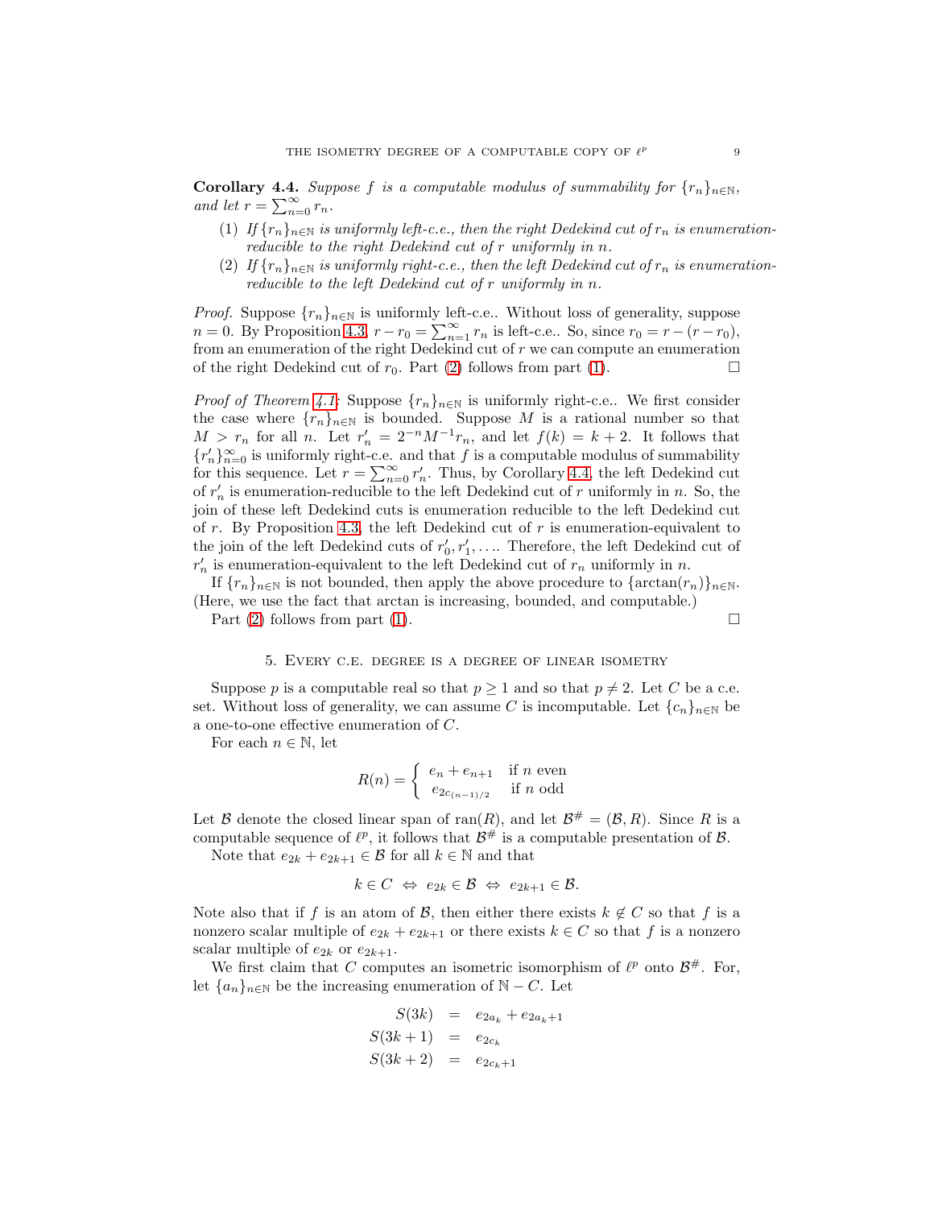**Corollary 4.4.** *Suppose $f$ is a computable modulus of summability for $\{r_n\}_{n\in\mathbb{N}}$, and let $r = \sum_{n=0}^{\infty} r_n$.*

1. *If $\{r_n\}_{n\in\mathbb{N}}$ is uniformly left-c.e., then the right Dedekind cut of $r_n$ is enumeration-reducible to the right Dedekind cut of $r$ uniformly in $n$.*
2. *If $\{r_n\}_{n\in\mathbb{N}}$ is uniformly right-c.e., then the left Dedekind cut of $r_n$ is enumeration-reducible to the left Dedekind cut of $r$ uniformly in $n$.*

*Proof.* Suppose $\{r_n\}_{n\in\mathbb{N}}$ is uniformly left-c.e.. Without loss of generality, suppose $n = 0$. By Proposition 4.3, $r - r_0 = \sum_{n=1}^{\infty} r_n$ is left-c.e.. So, since $r_0 = r - (r - r_0)$, from an enumeration of the right Dedekind cut of $r$ we can compute an enumeration of the right Dedekind cut of $r_0$. Part (2) follows from part (1). □

*Proof of Theorem 4.1:* Suppose $\{r_n\}_{n\in\mathbb{N}}$ is uniformly right-c.e.. We first consider the case where $\{r_n\}_{n\in\mathbb{N}}$ is bounded. Suppose $M$ is a rational number so that $M > r_n$ for all $n$. Let $r'_n = 2^{-n}M^{-1}r_n$, and let $f(k) = k + 2$. It follows that $\{r'_n\}_{n=0}^{\infty}$ is uniformly right-c.e. and that $f$ is a computable modulus of summability for this sequence. Let $r = \sum_{n=0}^{\infty} r'_n$. Thus, by Corollary 4.4, the left Dedekind cut of $r'_n$ is enumeration-reducible to the left Dedekind cut of $r$ uniformly in $n$. So, the join of these left Dedekind cuts is enumeration reducible to the left Dedekind cut of $r$. By Proposition 4.3, the left Dedekind cut of $r$ is enumeration-equivalent to the join of the left Dedekind cuts of $r'_0, r'_1, \ldots$. Therefore, the left Dedekind cut of $r'_n$ is enumeration-equivalent to the left Dedekind cut of $r_n$ uniformly in $n$.

If $\{r_n\}_{n\in\mathbb{N}}$ is not bounded, then apply the above procedure to $\{\arctan(r_n)\}_{n\in\mathbb{N}}$. (Here, we use the fact that arctan is increasing, bounded, and computable.)

Part (2) follows from part (1). □

## 5. Every c.e. degree is a degree of linear isometry

Suppose $p$ is a computable real so that $p \geq 1$ and so that $p \neq 2$. Let $C$ be a c.e. set. Without loss of generality, we can assume $C$ is incomputable. Let $\{c_n\}_{n\in\mathbb{N}}$ be a one-to-one effective enumeration of $C$.

For each $n \in \mathbb{N}$, let

$$R(n) = \begin{cases} e_n + e_{n+1} & \text{if } n \text{ even} \\ e_{2c_{(n-1)/2}} & \text{if } n \text{ odd} \end{cases}$$

Let $\mathcal{B}$ denote the closed linear span of $\operatorname{ran}(R)$, and let $\mathcal{B}^{\#} = (\mathcal{B}, R)$. Since $R$ is a computable sequence of $\ell^p$, it follows that $\mathcal{B}^{\#}$ is a computable presentation of $\mathcal{B}$.

Note that $e_{2k} + e_{2k+1} \in \mathcal{B}$ for all $k \in \mathbb{N}$ and that

$$k \in C \;\Leftrightarrow\; e_{2k} \in \mathcal{B} \;\Leftrightarrow\; e_{2k+1} \in \mathcal{B}.$$

Note also that if $f$ is an atom of $\mathcal{B}$, then either there exists $k \notin C$ so that $f$ is a nonzero scalar multiple of $e_{2k} + e_{2k+1}$ or there exists $k \in C$ so that $f$ is a nonzero scalar multiple of $e_{2k}$ or $e_{2k+1}$.

We first claim that $C$ computes an isometric isomorphism of $\ell^p$ onto $\mathcal{B}^{\#}$. For, let $\{a_n\}_{n\in\mathbb{N}}$ be the increasing enumeration of $\mathbb{N} - C$. Let

$$\begin{aligned} S(3k) &= e_{2a_k} + e_{2a_k+1} \\ S(3k+1) &= e_{2c_k} \\ S(3k+2) &= e_{2c_k+1} \end{aligned}$$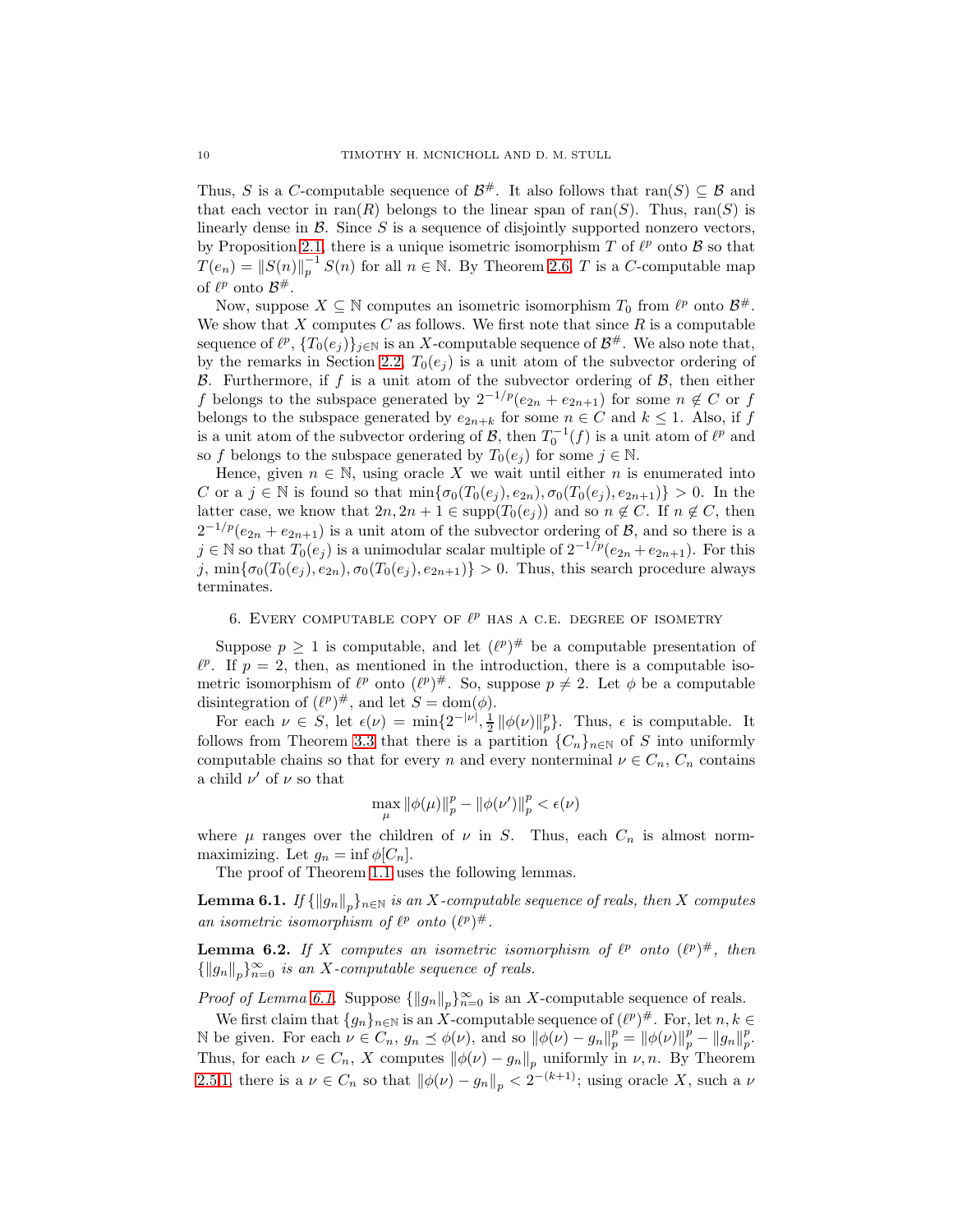Thus, $S$ is a $C$-computable sequence of $\mathcal{B}^\#$. It also follows that $\text{ran}(S) \subseteq \mathcal{B}$ and that each vector in $\text{ran}(R)$ belongs to the linear span of $\text{ran}(S)$. Thus, $\text{ran}(S)$ is linearly dense in $\mathcal{B}$. Since $S$ is a sequence of disjointly supported nonzero vectors, by Proposition 2.1, there is a unique isometric isomorphism $T$ of $\ell^p$ onto $\mathcal{B}$ so that $T(e_n) = \|S(n)\|_p^{-1} S(n)$ for all $n \in \mathbb{N}$. By Theorem 2.6, $T$ is a $C$-computable map of $\ell^p$ onto $\mathcal{B}^\#$.

Now, suppose $X \subseteq \mathbb{N}$ computes an isometric isomorphism $T_0$ from $\ell^p$ onto $\mathcal{B}^\#$. We show that $X$ computes $C$ as follows. We first note that since $R$ is a computable sequence of $\ell^p$, $\{T_0(e_j)\}_{j\in\mathbb{N}}$ is an $X$-computable sequence of $\mathcal{B}^\#$. We also note that, by the remarks in Section 2.2, $T_0(e_j)$ is a unit atom of the subvector ordering of $\mathcal{B}$. Furthermore, if $f$ is a unit atom of the subvector ordering of $\mathcal{B}$, then either $f$ belongs to the subspace generated by $2^{-1/p}(e_{2n} + e_{2n+1})$ for some $n \notin C$ or $f$ belongs to the subspace generated by $e_{2n+k}$ for some $n \in C$ and $k \leq 1$. Also, if $f$ is a unit atom of the subvector ordering of $\mathcal{B}$, then $T_0^{-1}(f)$ is a unit atom of $\ell^p$ and so $f$ belongs to the subspace generated by $T_0(e_j)$ for some $j \in \mathbb{N}$.

Hence, given $n \in \mathbb{N}$, using oracle $X$ we wait until either $n$ is enumerated into $C$ or a $j \in \mathbb{N}$ is found so that $\min\{\sigma_0(T_0(e_j), e_{2n}), \sigma_0(T_0(e_j), e_{2n+1})\} > 0$. In the latter case, we know that $2n, 2n+1 \in \text{supp}(T_0(e_j))$ and so $n \notin C$. If $n \notin C$, then $2^{-1/p}(e_{2n} + e_{2n+1})$ is a unit atom of the subvector ordering of $\mathcal{B}$, and so there is a $j \in \mathbb{N}$ so that $T_0(e_j)$ is a unimodular scalar multiple of $2^{-1/p}(e_{2n} + e_{2n+1})$. For this $j$, $\min\{\sigma_0(T_0(e_j), e_{2n}), \sigma_0(T_0(e_j), e_{2n+1})\} > 0$. Thus, this search procedure always terminates.

## 6. Every computable copy of $\ell^p$ has a c.e. degree of isometry

Suppose $p \geq 1$ is computable, and let $(\ell^p)^\#$ be a computable presentation of $\ell^p$. If $p = 2$, then, as mentioned in the introduction, there is a computable isometric isomorphism of $\ell^p$ onto $(\ell^p)^\#$. So, suppose $p \neq 2$. Let $\phi$ be a computable disintegration of $(\ell^p)^\#$, and let $S = \text{dom}(\phi)$.

For each $\nu \in S$, let $\epsilon(\nu) = \min\{2^{-|\nu|}, \frac{1}{2}\|\phi(\nu)\|_p^p\}$. Thus, $\epsilon$ is computable. It follows from Theorem 3.3 that there is a partition $\{C_n\}_{n\in\mathbb{N}}$ of $S$ into uniformly computable chains so that for every $n$ and every nonterminal $\nu \in C_n$, $C_n$ contains a child $\nu'$ of $\nu$ so that

$$\max_\mu \|\phi(\mu)\|_p^p - \|\phi(\nu')\|_p^p < \epsilon(\nu)$$

where $\mu$ ranges over the children of $\nu$ in $S$. Thus, each $C_n$ is almost norm-maximizing. Let $g_n = \inf \phi[C_n]$.

The proof of Theorem 1.1 uses the following lemmas.

**Lemma 6.1.** *If $\{\|g_n\|_p\}_{n\in\mathbb{N}}$ is an $X$-computable sequence of reals, then $X$ computes an isometric isomorphism of $\ell^p$ onto $(\ell^p)^\#$.*

**Lemma 6.2.** *If $X$ computes an isometric isomorphism of $\ell^p$ onto $(\ell^p)^\#$, then $\{\|g_n\|_p\}_{n=0}^\infty$ is an $X$-computable sequence of reals.*

*Proof of Lemma 6.1.* Suppose $\{\|g_n\|_p\}_{n=0}^\infty$ is an $X$-computable sequence of reals.

We first claim that $\{g_n\}_{n\in\mathbb{N}}$ is an $X$-computable sequence of $(\ell^p)^\#$. For, let $n, k \in \mathbb{N}$ be given. For each $\nu \in C_n$, $g_n \preceq \phi(\nu)$, and so $\|\phi(\nu) - g_n\|_p^p = \|\phi(\nu)\|_p^p - \|g_n\|_p^p$. Thus, for each $\nu \in C_n$, $X$ computes $\|\phi(\nu) - g_n\|_p$ uniformly in $\nu, n$. By Theorem 2.5.1, there is a $\nu \in C_n$ so that $\|\phi(\nu) - g_n\|_p < 2^{-(k+1)}$; using oracle $X$, such a $\nu$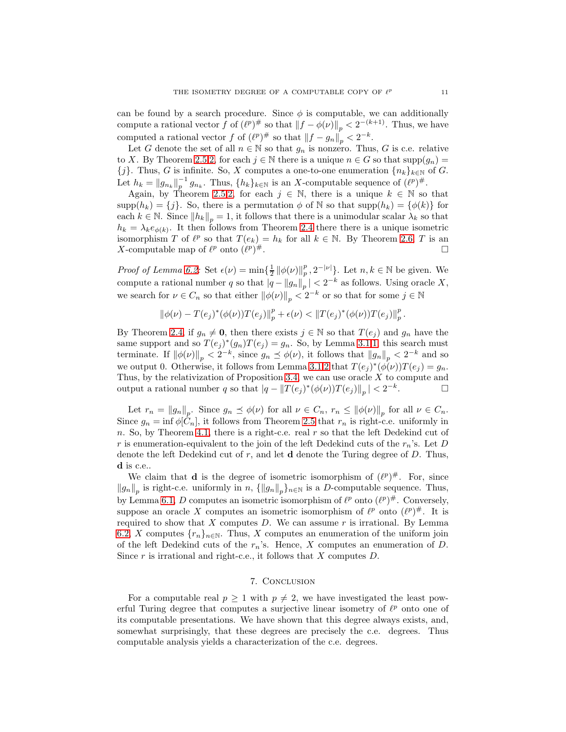can be found by a search procedure. Since $\phi$ is computable, we can additionally compute a rational vector $f$ of $(\ell^p)^\#$ so that $\|f - \phi(\nu)\|_p < 2^{-(k+1)}$. Thus, we have computed a rational vector $f$ of $(\ell^p)^\#$ so that $\|f - g_n\|_p < 2^{-k}$.

Let $G$ denote the set of all $n \in \mathbb{N}$ so that $g_n$ is nonzero. Thus, $G$ is c.e. relative to $X$. By Theorem 2.5.2, for each $j \in \mathbb{N}$ there is a unique $n \in G$ so that $\mathrm{supp}(g_n) = \{j\}$. Thus, $G$ is infinite. So, $X$ computes a one-to-one enumeration $\{n_k\}_{k\in\mathbb{N}}$ of $G$. Let $h_k = \|g_{n_k}\|_p^{-1} g_{n_k}$. Thus, $\{h_k\}_{k\in\mathbb{N}}$ is an $X$-computable sequence of $(\ell^p)^\#$.

Again, by Theorem 2.5.2, for each $j \in \mathbb{N}$, there is a unique $k \in \mathbb{N}$ so that $\mathrm{supp}(h_k) = \{j\}$. So, there is a permutation $\phi$ of $\mathbb{N}$ so that $\mathrm{supp}(h_k) = \{\phi(k)\}$ for each $k \in \mathbb{N}$. Since $\|h_k\|_p = 1$, it follows that there is a unimodular scalar $\lambda_k$ so that $h_k = \lambda_k e_{\phi(k)}$. It then follows from Theorem 2.4 there there is a unique isometric isomorphism $T$ of $\ell^p$ so that $T(e_k) = h_k$ for all $k \in \mathbb{N}$. By Theorem 2.6, $T$ is an $X$-computable map of $\ell^p$ onto $(\ell^p)^\#$. $\square$

*Proof of Lemma 6.2:* Set $\epsilon(\nu) = \min\{\frac{1}{2}\|\phi(\nu)\|_p^p, 2^{-|\nu|}\}$. Let $n, k \in \mathbb{N}$ be given. We compute a rational number $q$ so that $|q - \|g_n\|_p| < 2^{-k}$ as follows. Using oracle $X$, we search for $\nu \in C_n$ so that either $\|\phi(\nu)\|_p < 2^{-k}$ or so that for some $j \in \mathbb{N}$

$$\|\phi(\nu) - T(e_j)^*(\phi(\nu))T(e_j)\|_p^p + \epsilon(\nu) < \|T(e_j)^*(\phi(\nu))T(e_j)\|_p^p.$$

By Theorem 2.4, if $g_n \neq \mathbf{0}$, then there exists $j \in \mathbb{N}$ so that $T(e_j)$ and $g_n$ have the same support and so $T(e_j)^*(g_n)T(e_j) = g_n$. So, by Lemma 3.1.1, this search must terminate. If $\|\phi(\nu)\|_p < 2^{-k}$, since $g_n \preceq \phi(\nu)$, it follows that $\|g_n\|_p < 2^{-k}$ and so we output 0. Otherwise, it follows from Lemma 3.1.2 that $T(e_j)^*(\phi(\nu))T(e_j) = g_n$. Thus, by the relativization of Proposition 3.4, we can use oracle $X$ to compute and output a rational number $q$ so that $|q - \|T(e_j)^*(\phi(\nu))T(e_j)\|_p| < 2^{-k}$. $\square$

Let $r_n = \|g_n\|_p$. Since $g_n \preceq \phi(\nu)$ for all $\nu \in C_n$, $r_n \leq \|\phi(\nu)\|_p$ for all $\nu \in C_n$. Since $g_n = \inf \phi[C_n]$, it follows from Theorem 2.5 that $r_n$ is right-c.e. uniformly in $n$. So, by Theorem 4.1, there is a right-c.e. real $r$ so that the left Dedekind cut of $r$ is enumeration-equivalent to the join of the left Dedekind cuts of the $r_n$'s. Let $D$ denote the left Dedekind cut of $r$, and let $\mathbf{d}$ denote the Turing degree of $D$. Thus, $\mathbf{d}$ is c.e..

We claim that $\mathbf{d}$ is the degree of isometric isomorphism of $(\ell^p)^\#$. For, since $\|g_n\|_p$ is right-c.e. uniformly in $n$, $\{\|g_n\|_p\}_{n\in\mathbb{N}}$ is a $D$-computable sequence. Thus, by Lemma 6.1, $D$ computes an isometric isomorphism of $\ell^p$ onto $(\ell^p)^\#$. Conversely, suppose an oracle $X$ computes an isometric isomorphism of $\ell^p$ onto $(\ell^p)^\#$. It is required to show that $X$ computes $D$. We can assume $r$ is irrational. By Lemma 6.2, $X$ computes $\{r_n\}_{n\in\mathbb{N}}$. Thus, $X$ computes an enumeration of the uniform join of the left Dedekind cuts of the $r_n$'s. Hence, $X$ computes an enumeration of $D$. Since $r$ is irrational and right-c.e., it follows that $X$ computes $D$.

## 7. Conclusion

For a computable real $p \geq 1$ with $p \neq 2$, we have investigated the least powerful Turing degree that computes a surjective linear isometry of $\ell^p$ onto one of its computable presentations. We have shown that this degree always exists, and, somewhat surprisingly, that these degrees are precisely the c.e. degrees. Thus computable analysis yields a characterization of the c.e. degrees.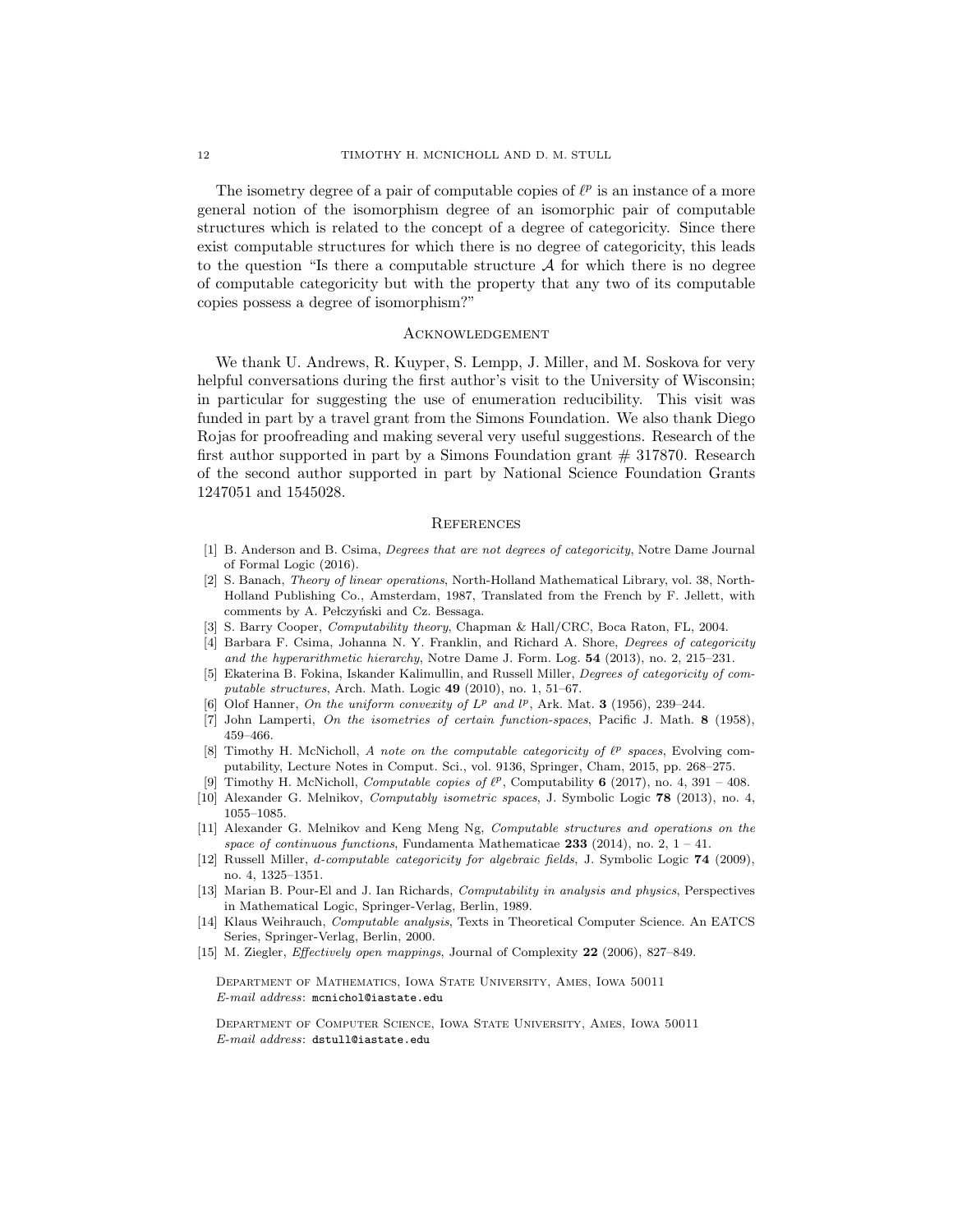The isometry degree of a pair of computable copies of $\ell^p$ is an instance of a more general notion of the isomorphism degree of an isomorphic pair of computable structures which is related to the concept of a degree of categoricity. Since there exist computable structures for which there is no degree of categoricity, this leads to the question "Is there a computable structure $\mathcal{A}$ for which there is no degree of computable categoricity but with the property that any two of its computable copies possess a degree of isomorphism?"

## Acknowledgement

We thank U. Andrews, R. Kuyper, S. Lempp, J. Miller, and M. Soskova for very helpful conversations during the first author's visit to the University of Wisconsin; in particular for suggesting the use of enumeration reducibility. This visit was funded in part by a travel grant from the Simons Foundation. We also thank Diego Rojas for proofreading and making several very useful suggestions. Research of the first author supported in part by a Simons Foundation grant # 317870. Research of the second author supported in part by National Science Foundation Grants 1247051 and 1545028.

## References

[1] B. Anderson and B. Csima, *Degrees that are not degrees of categoricity*, Notre Dame Journal of Formal Logic (2016).

[2] S. Banach, *Theory of linear operations*, North-Holland Mathematical Library, vol. 38, North-Holland Publishing Co., Amsterdam, 1987, Translated from the French by F. Jellett, with comments by A. Pełczyński and Cz. Bessaga.

[3] S. Barry Cooper, *Computability theory*, Chapman & Hall/CRC, Boca Raton, FL, 2004.

[4] Barbara F. Csima, Johanna N. Y. Franklin, and Richard A. Shore, *Degrees of categoricity and the hyperarithmetic hierarchy*, Notre Dame J. Form. Log. **54** (2013), no. 2, 215–231.

[5] Ekaterina B. Fokina, Iskander Kalimullin, and Russell Miller, *Degrees of categoricity of computable structures*, Arch. Math. Logic **49** (2010), no. 1, 51–67.

[6] Olof Hanner, *On the uniform convexity of $L^p$ and $l^p$*, Ark. Mat. **3** (1956), 239–244.

[7] John Lamperti, *On the isometries of certain function-spaces*, Pacific J. Math. **8** (1958), 459–466.

[8] Timothy H. McNicholl, *A note on the computable categoricity of $\ell^p$ spaces*, Evolving computability, Lecture Notes in Comput. Sci., vol. 9136, Springer, Cham, 2015, pp. 268–275.

[9] Timothy H. McNicholl, *Computable copies of $\ell^p$*, Computability **6** (2017), no. 4, 391 – 408.

[10] Alexander G. Melnikov, *Computably isometric spaces*, J. Symbolic Logic **78** (2013), no. 4, 1055–1085.

[11] Alexander G. Melnikov and Keng Meng Ng, *Computable structures and operations on the space of continuous functions*, Fundamenta Mathematicae **233** (2014), no. 2, 1 – 41.

[12] Russell Miller, *d-computable categoricity for algebraic fields*, J. Symbolic Logic **74** (2009), no. 4, 1325–1351.

[13] Marian B. Pour-El and J. Ian Richards, *Computability in analysis and physics*, Perspectives in Mathematical Logic, Springer-Verlag, Berlin, 1989.

[14] Klaus Weihrauch, *Computable analysis*, Texts in Theoretical Computer Science. An EATCS Series, Springer-Verlag, Berlin, 2000.

[15] M. Ziegler, *Effectively open mappings*, Journal of Complexity **22** (2006), 827–849.

Department of Mathematics, Iowa State University, Ames, Iowa 50011
*E-mail address*: `mcnichol@iastate.edu`

Department of Computer Science, Iowa State University, Ames, Iowa 50011
*E-mail address*: `dstull@iastate.edu`